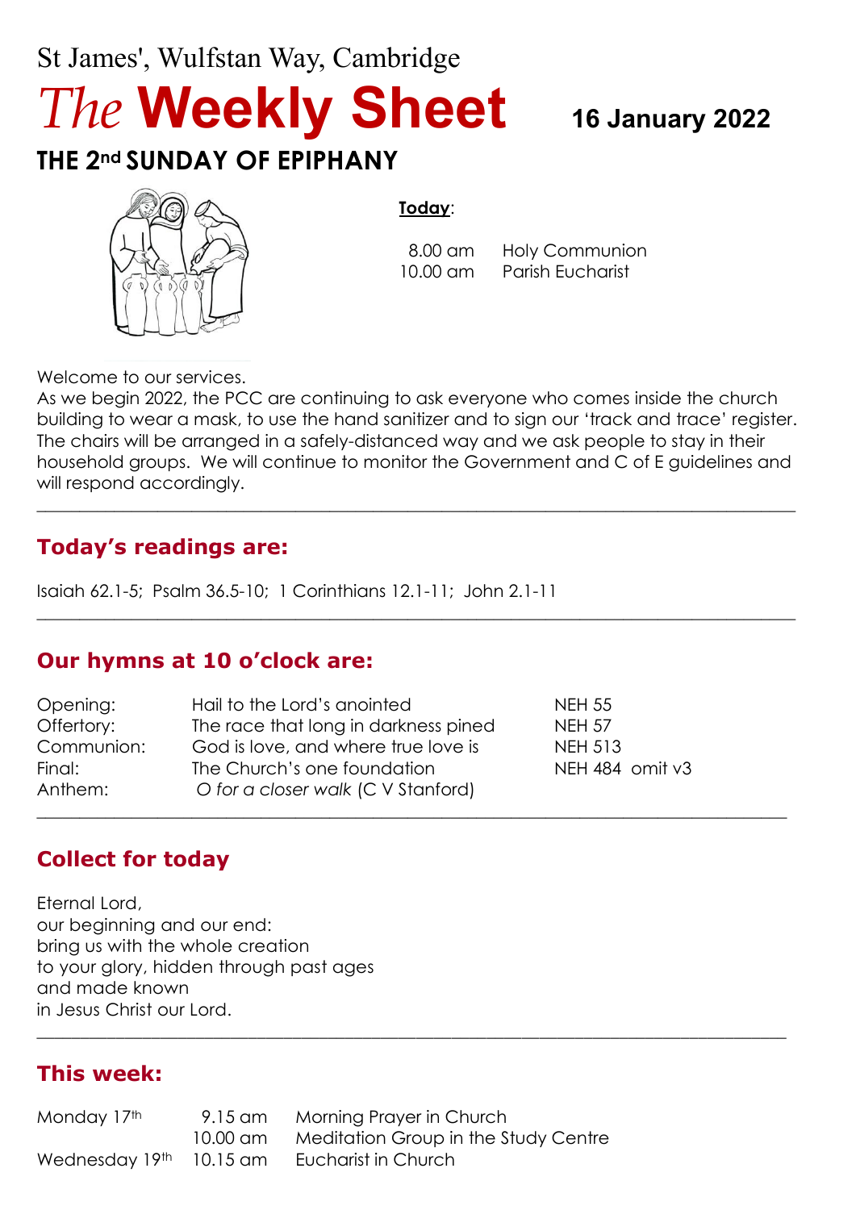St James', Wulfstan Way, Cambridge

# *The* **Weekly Sheet**

**16 January 2022**

## THE 2nd SUNDAY OF EPIPHANY

**Today**:

| | |
|---|---|
| 8.00 am | Holy Communion |
| 10.00 am | Parish Eucharist |

Welcome to our services.

As we begin 2022, the PCC are continuing to ask everyone who comes inside the church building to wear a mask, to use the hand sanitizer and to sign our 'track and trace' register. The chairs will be arranged in a safely-distanced way and we ask people to stay in their household groups. We will continue to monitor the Government and C of E guidelines and will respond accordingly.

---

## Today's readings are:

Isaiah 62.1-5; Psalm 36.5-10; 1 Corinthians 12.1-11; John 2.1-11

---

## Our hymns at 10 o'clock are:

| | | |
|---|---|---|
| Opening: | Hail to the Lord's anointed | NEH 55 |
| Offertory: | The race that long in darkness pined | NEH 57 |
| Communion: | God is love, and where true love is | NEH 513 |
| Final: | The Church's one foundation | NEH 484 omit v3 |
| Anthem: | *O for a closer walk* (C V Stanford) | |

---

## Collect for today

Eternal Lord,
our beginning and our end:
bring us with the whole creation
to your glory, hidden through past ages
and made known
in Jesus Christ our Lord.

---

## This week:

| | | |
|---|---|---|
| Monday 17th | 9.15 am | Morning Prayer in Church |
| | 10.00 am | Meditation Group in the Study Centre |
| Wednesday 19th | 10.15 am | Eucharist in Church |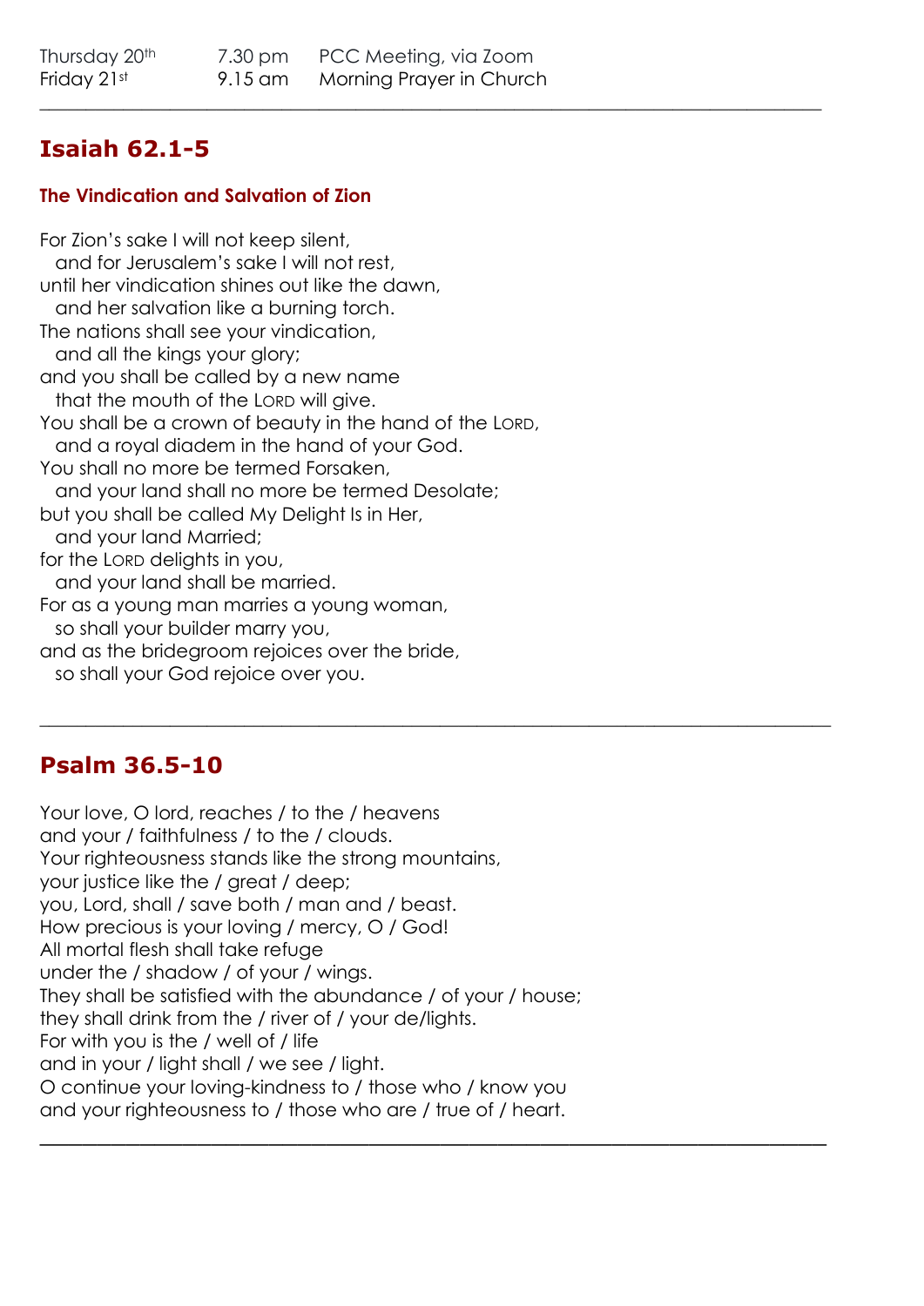| | | |
|---|---|---|
| Thursday 20th | 7.30 pm | PCC Meeting, via Zoom |
| Friday 21st | 9.15 am | Morning Prayer in Church |

---

## Isaiah 62.1-5

### The Vindication and Salvation of Zion

For Zion's sake I will not keep silent,
  and for Jerusalem's sake I will not rest,
until her vindication shines out like the dawn,
  and her salvation like a burning torch.
The nations shall see your vindication,
  and all the kings your glory;
and you shall be called by a new name
  that the mouth of the LORD will give.
You shall be a crown of beauty in the hand of the LORD,
  and a royal diadem in the hand of your God.
You shall no more be termed Forsaken,
  and your land shall no more be termed Desolate;
but you shall be called My Delight Is in Her,
  and your land Married;
for the LORD delights in you,
  and your land shall be married.
For as a young man marries a young woman,
  so shall your builder marry you,
and as the bridegroom rejoices over the bride,
  so shall your God rejoice over you.

---

## Psalm 36.5-10

Your love, O lord, reaches / to the / heavens
and your / faithfulness / to the / clouds.
Your righteousness stands like the strong mountains,
your justice like the / great / deep;
you, Lord, shall / save both / man and / beast.
How precious is your loving / mercy, O / God!
All mortal flesh shall take refuge
under the / shadow / of your / wings.
They shall be satisfied with the abundance / of your / house;
they shall drink from the / river of / your de/lights.
For with you is the / well of / life
and in your / light shall / we see / light.
O continue your loving-kindness to / those who / know you
and your righteousness to / those who are / true of / heart.

---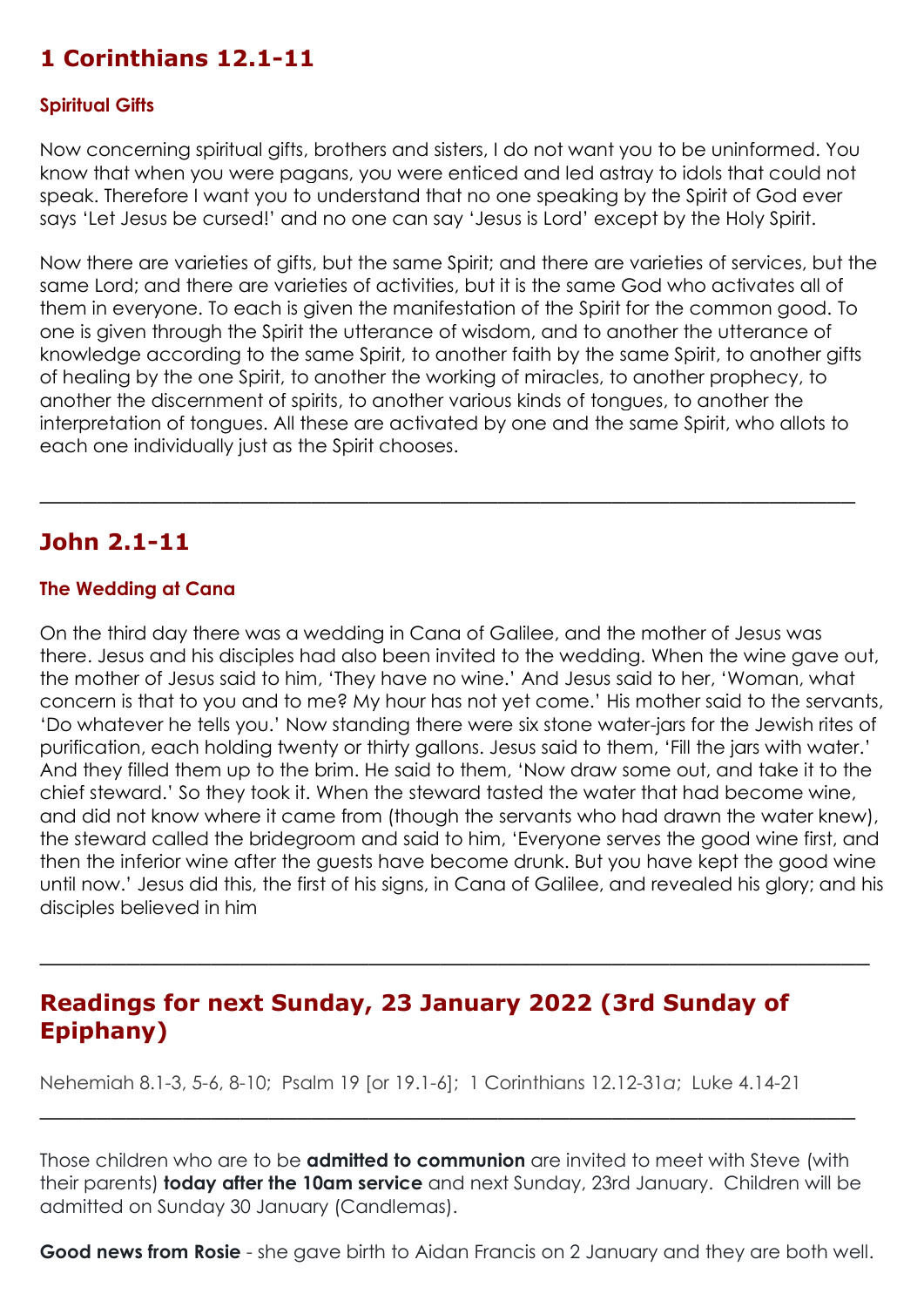## 1 Corinthians 12.1-11

#### Spiritual Gifts

Now concerning spiritual gifts, brothers and sisters, I do not want you to be uninformed. You know that when you were pagans, you were enticed and led astray to idols that could not speak. Therefore I want you to understand that no one speaking by the Spirit of God ever says 'Let Jesus be cursed!' and no one can say 'Jesus is Lord' except by the Holy Spirit.

Now there are varieties of gifts, but the same Spirit; and there are varieties of services, but the same Lord; and there are varieties of activities, but it is the same God who activates all of them in everyone. To each is given the manifestation of the Spirit for the common good. To one is given through the Spirit the utterance of wisdom, and to another the utterance of knowledge according to the same Spirit, to another faith by the same Spirit, to another gifts of healing by the one Spirit, to another the working of miracles, to another prophecy, to another the discernment of spirits, to another various kinds of tongues, to another the interpretation of tongues. All these are activated by one and the same Spirit, who allots to each one individually just as the Spirit chooses.

---

## John 2.1-11

#### The Wedding at Cana

On the third day there was a wedding in Cana of Galilee, and the mother of Jesus was there. Jesus and his disciples had also been invited to the wedding. When the wine gave out, the mother of Jesus said to him, 'They have no wine.' And Jesus said to her, 'Woman, what concern is that to you and to me? My hour has not yet come.' His mother said to the servants, 'Do whatever he tells you.' Now standing there were six stone water-jars for the Jewish rites of purification, each holding twenty or thirty gallons. Jesus said to them, 'Fill the jars with water.' And they filled them up to the brim. He said to them, 'Now draw some out, and take it to the chief steward.' So they took it. When the steward tasted the water that had become wine, and did not know where it came from (though the servants who had drawn the water knew), the steward called the bridegroom and said to him, 'Everyone serves the good wine first, and then the inferior wine after the guests have become drunk. But you have kept the good wine until now.' Jesus did this, the first of his signs, in Cana of Galilee, and revealed his glory; and his disciples believed in him

---

## Readings for next Sunday, 23 January 2022 (3rd Sunday of Epiphany)

Nehemiah 8.1-3, 5-6, 8-10; Psalm 19 [or 19.1-6]; 1 Corinthians 12.12-31*a*; Luke 4.14-21

---

Those children who are to be **admitted to communion** are invited to meet with Steve (with their parents) **today after the 10am service** and next Sunday, 23rd January. Children will be admitted on Sunday 30 January (Candlemas).

**Good news from Rosie** - she gave birth to Aidan Francis on 2 January and they are both well.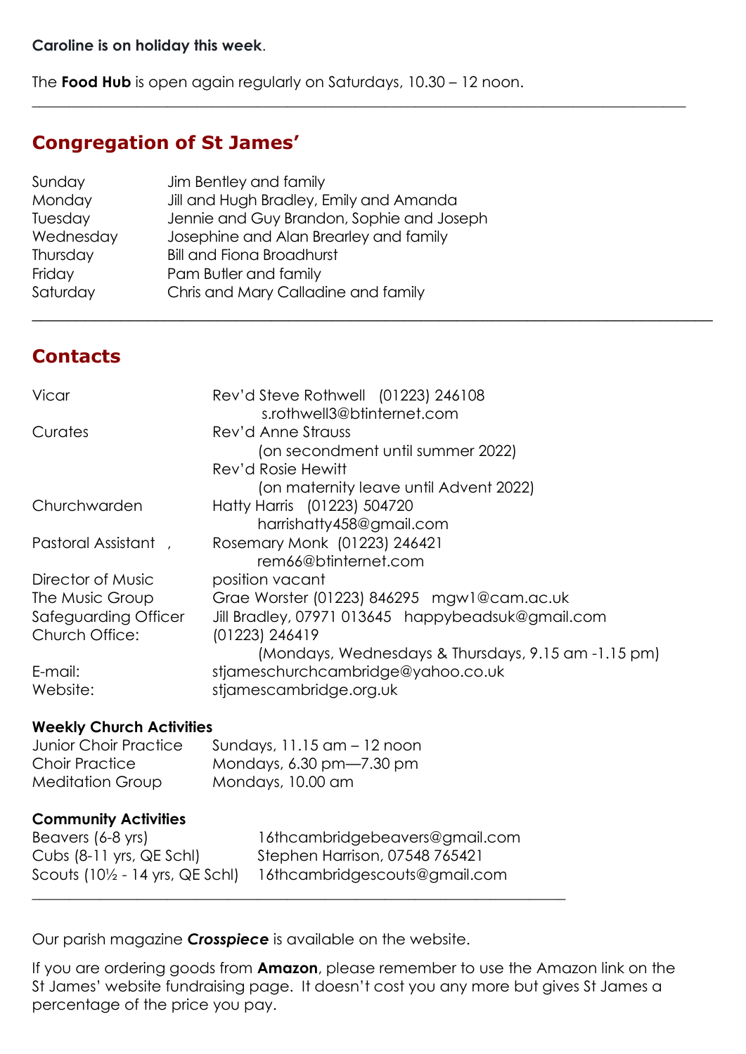**Caroline is on holiday this week**.

The **Food Hub** is open again regularly on Saturdays, 10.30 – 12 noon.

---

## Congregation of St James'

| | |
|---|---|
| Sunday | Jim Bentley and family |
| Monday | Jill and Hugh Bradley, Emily and Amanda |
| Tuesday | Jennie and Guy Brandon, Sophie and Joseph |
| Wednesday | Josephine and Alan Brearley and family |
| Thursday | Bill and Fiona Broadhurst |
| Friday | Pam Butler and family |
| Saturday | Chris and Mary Calladine and family |

---

## Contacts

| | |
|---|---|
| Vicar | Rev'd Steve Rothwell (01223) 246108<br>s.rothwell3@btinternet.com |
| Curates | Rev'd Anne Strauss<br>(on secondment until summer 2022)<br>Rev'd Rosie Hewitt<br>(on maternity leave until Advent 2022) |
| Churchwarden | Hatty Harris (01223) 504720<br>harrishatty458@gmail.com |
| Pastoral Assistant , | Rosemary Monk (01223) 246421<br>rem66@btinternet.com |
| Director of Music | position vacant |
| The Music Group | Grae Worster (01223) 846295 mgw1@cam.ac.uk |
| Safeguarding Officer | Jill Bradley, 07971 013645 happybeadsuk@gmail.com |
| Church Office: | (01223) 246419<br>(Mondays, Wednesdays & Thursdays, 9.15 am -1.15 pm) |
| E-mail: | stjameschurchcambridge@yahoo.co.uk |
| Website: | stjamescambridge.org.uk |

**Weekly Church Activities**

| | |
|---|---|
| Junior Choir Practice | Sundays, 11.15 am – 12 noon |
| Choir Practice | Mondays, 6.30 pm—7.30 pm |
| Meditation Group | Mondays, 10.00 am |

**Community Activities**

| | |
|---|---|
| Beavers (6-8 yrs) | 16thcambridgebeavers@gmail.com |
| Cubs (8-11 yrs, QE Schl) | Stephen Harrison, 07548 765421 |
| Scouts (10½ - 14 yrs, QE Schl) | 16thcambridgescouts@gmail.com |

---

Our parish magazine ***Crosspiece*** is available on the website.

If you are ordering goods from **Amazon**, please remember to use the Amazon link on the St James' website fundraising page. It doesn't cost you any more but gives St James a percentage of the price you pay.